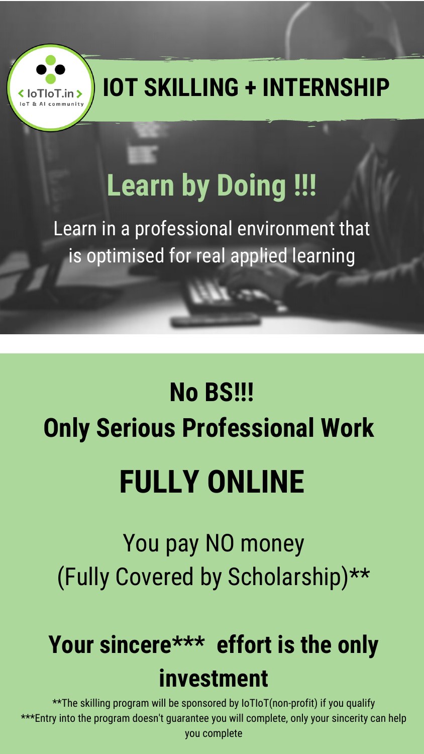IoTIoT.in
IoT & AI community

# IOT SKILLING + INTERNSHIP

## Learn by Doing !!!

Learn in a professional environment that is optimised for real applied learning

**No BS!!!**
**Only Serious Professional Work**

# FULLY ONLINE

You pay NO money
(Fully Covered by Scholarship)**

## Your sincere*** effort is the only investment

**The skilling program will be sponsored by IoTIoT(non-profit) if you qualify
***Entry into the program doesn't guarantee you will complete, only your sincerity can help you complete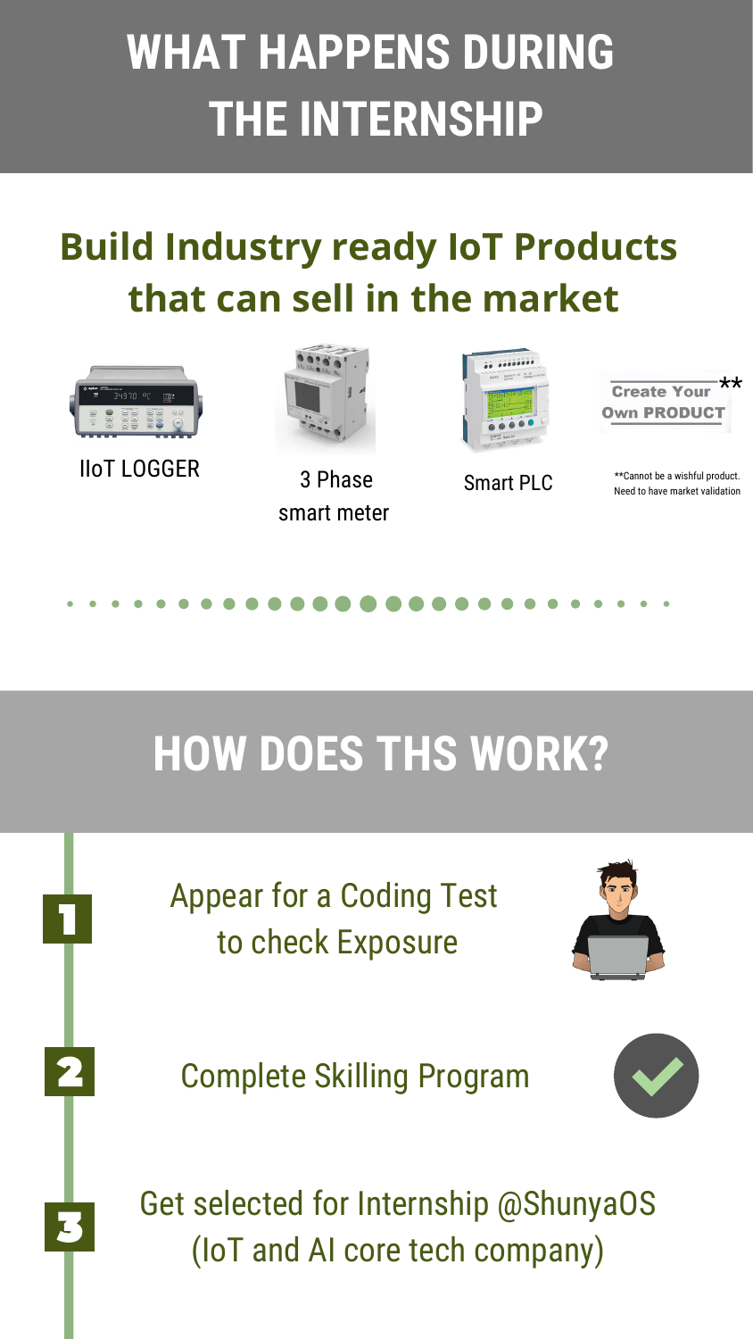# WHAT HAPPENS DURING THE INTERNSHIP

## Build Industry ready IoT Products that can sell in the market

- IIoT LOGGER
- 3 Phase smart meter
- Smart PLC
- Create Your Own PRODUCT**

**Cannot be a wishful product. Need to have market validation

# HOW DOES THS WORK?

1. Appear for a Coding Test to check Exposure
2. Complete Skilling Program
3. Get selected for Internship @ShunyaOS (IoT and AI core tech company)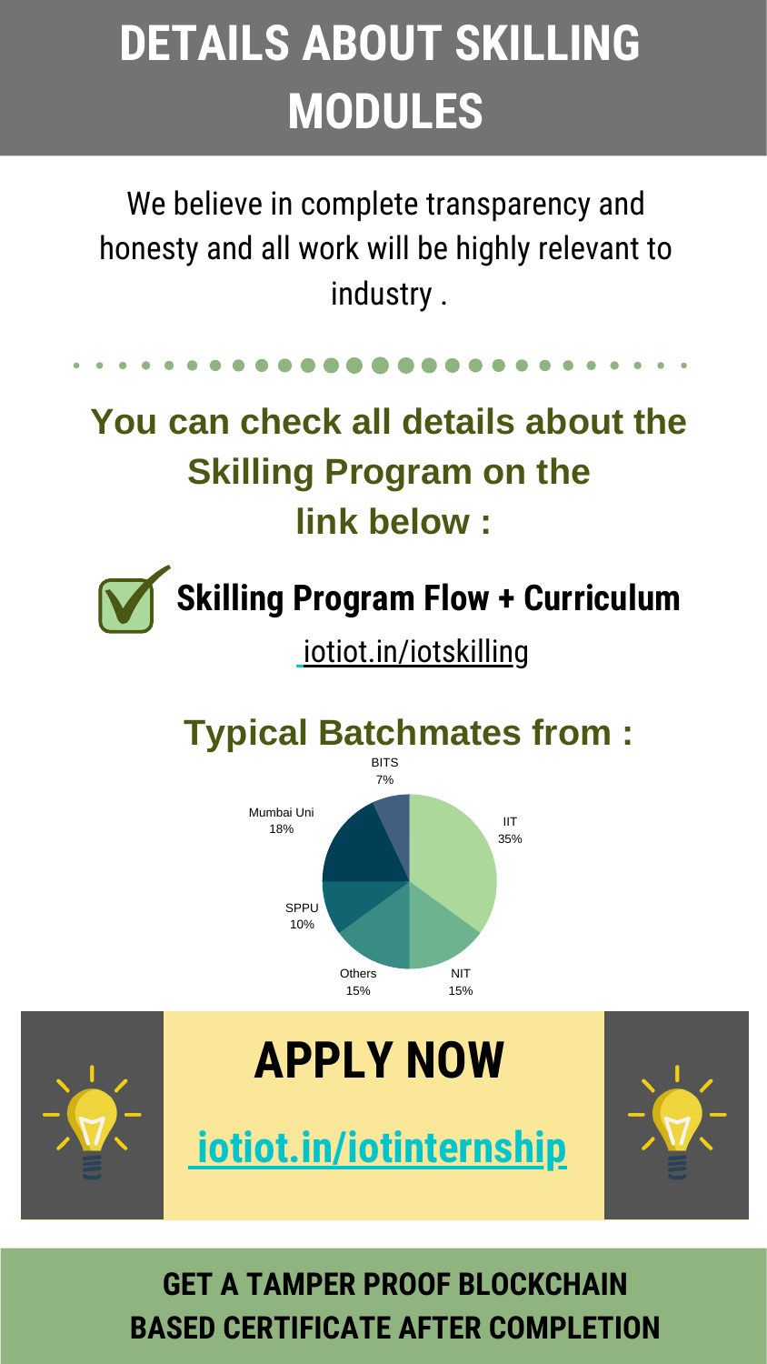# DETAILS ABOUT SKILLING MODULES

We believe in complete transparency and honesty and all work will be highly relevant to industry .

## You can check all details about the Skilling Program on the link below :

**Skilling Program Flow + Curriculum**

iotiot.in/iotskilling

## Typical Batchmates from :

BITS 7%

IIT 35%

Mumbai Uni 18%

SPPU 10%

Others 15%

NIT 15%

# APPLY NOW

**iotiot.in/iotinternship**

**GET A TAMPER PROOF BLOCKCHAIN BASED CERTIFICATE AFTER COMPLETION**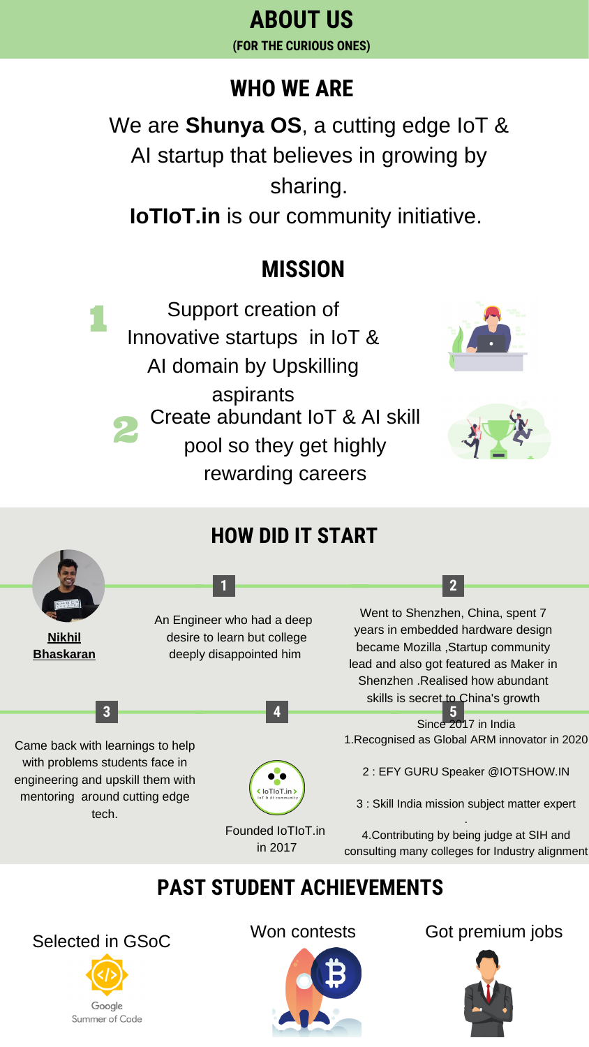# ABOUT US

**(FOR THE CURIOUS ONES)**

## WHO WE ARE

We are **Shunya OS**, a cutting edge IoT & AI startup that believes in growing by sharing.

**IoTIoT.in** is our community initiative.

## MISSION

1. Support creation of Innovative startups in IoT & AI domain by Upskilling aspirants
2. Create abundant IoT & AI skill pool so they get highly rewarding careers

## HOW DID IT START

**Nikhil Bhaskaran**

**1**

An Engineer who had a deep desire to learn but college deeply disappointed him

**2**

Went to Shenzhen, China, spent 7 years in embedded hardware design became Mozilla ,Startup community lead and also got featured as Maker in Shenzhen .Realised how abundant skills is secret to China's growth

**3**

Came back with learnings to help with problems students face in engineering and upskill them with mentoring around cutting edge tech.

**4**

Founded IoTIoT.in in 2017

**5**

Since 2017 in India

1.Recognised as Global ARM innovator in 2020

2 : EFY GURU Speaker @IOTSHOW.IN

3 : Skill India mission subject matter expert

4.Contributing by being judge at SIH and consulting many colleges for Industry alignment

## PAST STUDENT ACHIEVEMENTS

Selected in GSoC

Won contests

Got premium jobs